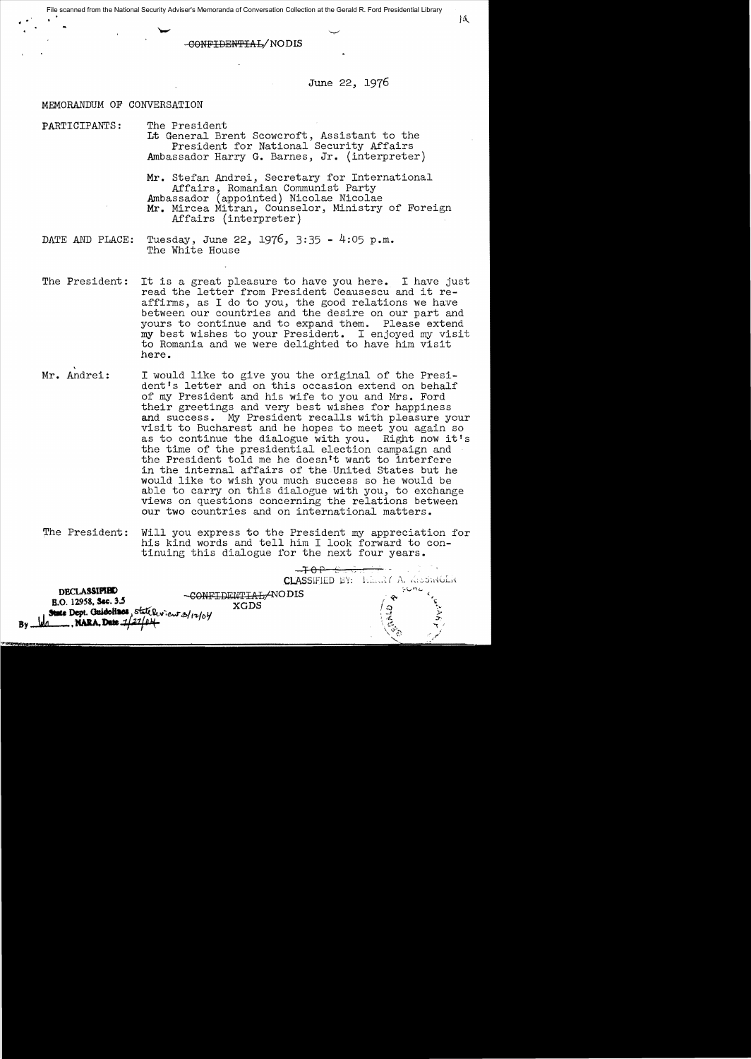File scanned from the National Security Adviser's Memoranda of Conversation Collection at the Gerald R. Ford Presidential Library

~~CONFIDENTIAL~~/NODIS

June 22, 1976

MEMORANDUM OF CONVERSATION

PARTICIPANTS: The President
Lt General Brent Scowcroft, Assistant to the President for National Security Affairs
Ambassador Harry G. Barnes, Jr. (interpreter)

Mr. Stefan Andrei, Secretary for International Affairs, Romanian Communist Party
Ambassador (appointed) Nicolae Nicolae
Mr. Mircea Mitran, Counselor, Ministry of Foreign Affairs (interpreter)

DATE AND PLACE: Tuesday, June 22, 1976, 3:35 - 4:05 p.m.
The White House

The President: It is a great pleasure to have you here. I have just read the letter from President Ceausescu and it reaffirms, as I do to you, the good relations we have between our countries and the desire on our part and yours to continue and to expand them. Please extend my best wishes to your President. I enjoyed my visit to Romania and we were delighted to have him visit here.

Mr. Andrei: I would like to give you the original of the President's letter and on this occasion extend on behalf of my President and his wife to you and Mrs. Ford their greetings and very best wishes for happiness and success. My President recalls with pleasure your visit to Bucharest and he hopes to meet you again so as to continue the dialogue with you. Right now it's the time of the presidential election campaign and the President told me he doesn't want to interfere in the internal affairs of the United States but he would like to wish you much success so he would be able to carry on this dialogue with you, to exchange views on questions concerning the relations between our two countries and on international matters.

The President: Will you express to the President my appreciation for his kind words and tell him I look forward to continuing this dialogue for the next four years.

~~TOP SECRET~~
CLASSIFIED BY: HENRY A. KISSINGER

DECLASSIFIED
E.O. 12958, Sec. 3.5
State Dept. Guidelines, State Review 3/12/04
By ___, NARA, Date 7/27/04

~~CONFIDENTIAL~~/NODIS
XGDS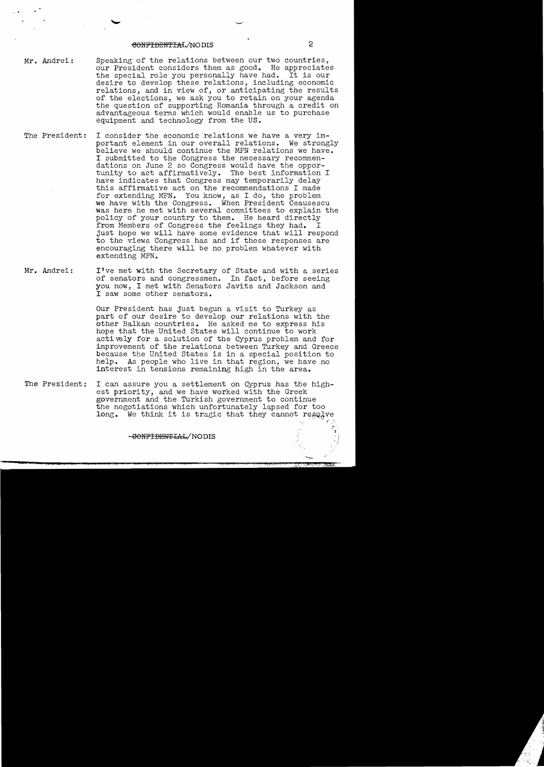CONFIDENTIAL/NODIS

**Mr. Andrei:** Speaking of the relations between our two countries, our President considers them as good. He appreciates the special role you personally have had. It is our desire to develop these relations, including economic relations, and in view of, or anticipating the results of the elections, we ask you to retain on your agenda the question of supporting Romania through a credit on advantageous terms which would enable us to purchase equipment and technology from the US.

**The President:** I consider the economic relations we have a very important element in our overall relations. We strongly believe we should continue the MFN relations we have. I submitted to the Congress the necessary recommendations on June 2 so Congress would have the opportunity to act affirmatively. The best information I have indicates that Congress may temporarily delay this affirmative act on the recommendations I made for extending MFN. You know, as I do, the problem we have with the Congress. When President Ceausescu was here he met with several committees to explain the policy of your country to them. He heard directly from Members of Congress the feelings they had. I just hope we will have some evidence that will respond to the views Congress has and if these responses are encouraging there will be no problem whatever with extending MFN.

**Mr. Andrei:** I've met with the Secretary of State and with a series of senators and congressmen. In fact, before seeing you now, I met with Senators Javits and Jackson and I saw some other senators.

Our President has just begun a visit to Turkey as part of our desire to develop our relations with the other Balkan countries. He asked me to express his hope that the United States will continue to work actively for a solution of the Cyprus problem and for improvement of the relations between Turkey and Greece because the United States is in a special position to help. As people who live in that region, we have no interest in tensions remaining high in the area.

**The President:** I can assure you a settlement on Cyprus has the highest priority, and we have worked with the Greek government and the Turkish government to continue the negotiations which unfortunately lapsed for too long. We think it is tragic that they cannot resolve

CONFIDENTIAL/NODIS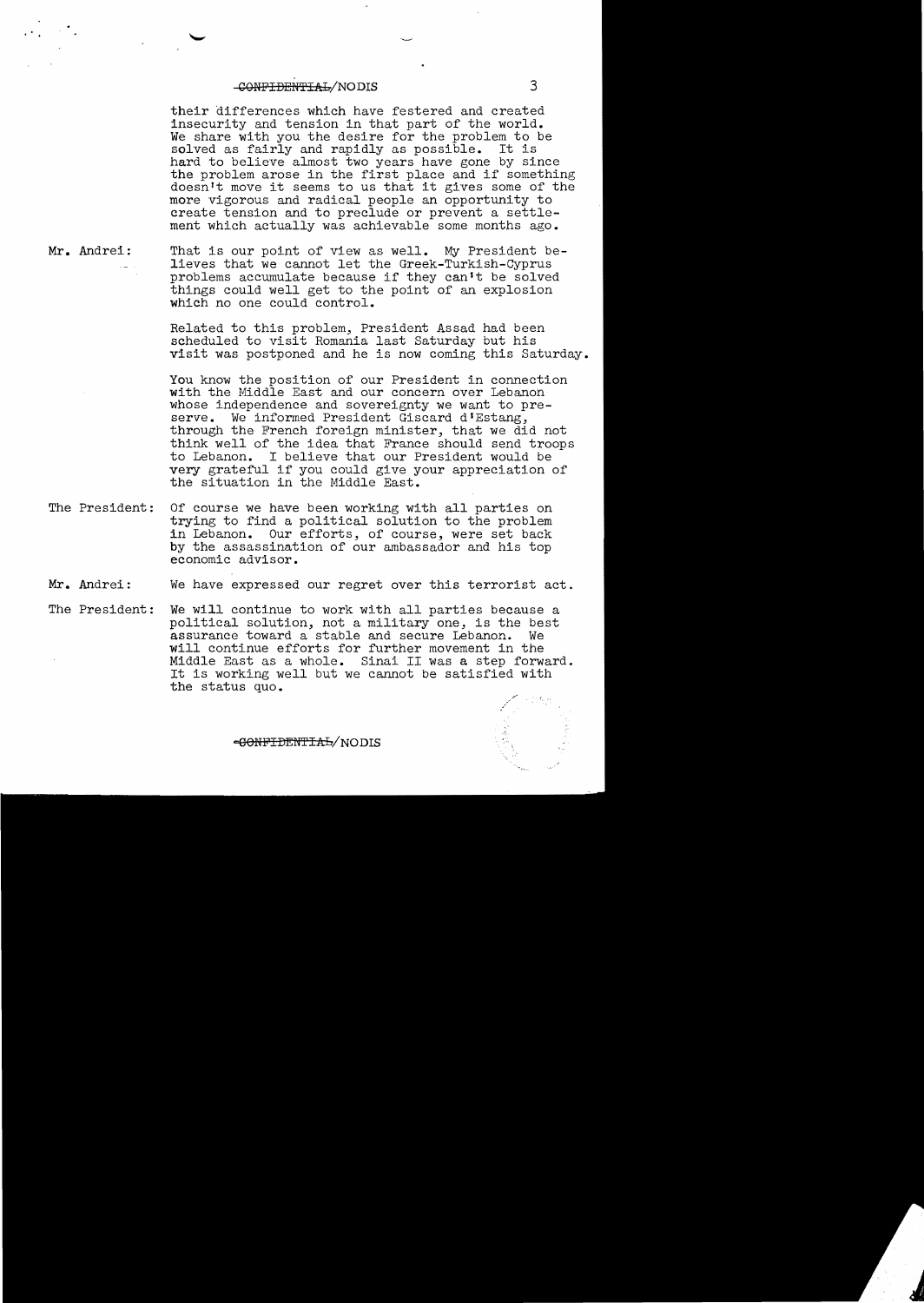their differences which have festered and created insecurity and tension in that part of the world. We share with you the desire for the problem to be solved as fairly and rapidly as possible. It is hard to believe almost two years have gone by since the problem arose in the first place and if something doesn't move it seems to us that it gives some of the more vigorous and radical people an opportunity to create tension and to preclude or prevent a settlement which actually was achievable some months ago.

Mr. Andrei: That is our point of view as well. My President believes that we cannot let the Greek-Turkish-Cyprus problems accumulate because if they can't be solved things could well get to the point of an explosion which no one could control.

Related to this problem, President Assad had been scheduled to visit Romania last Saturday but his visit was postponed and he is now coming this Saturday.

You know the position of our President in connection with the Middle East and our concern over Lebanon whose independence and sovereignty we want to preserve. We informed President Giscard d'Estang, through the French foreign minister, that we did not think well of the idea that France should send troops to Lebanon. I believe that our President would be very grateful if you could give your appreciation of the situation in the Middle East.

The President: Of course we have been working with all parties on trying to find a political solution to the problem in Lebanon. Our efforts, of course, were set back by the assassination of our ambassador and his top economic advisor.

Mr. Andrei: We have expressed our regret over this terrorist act.

The President: We will continue to work with all parties because a political solution, not a military one, is the best assurance toward a stable and secure Lebanon. We will continue efforts for further movement in the Middle East as a whole. Sinai II was a step forward. It is working well but we cannot be satisfied with the status quo.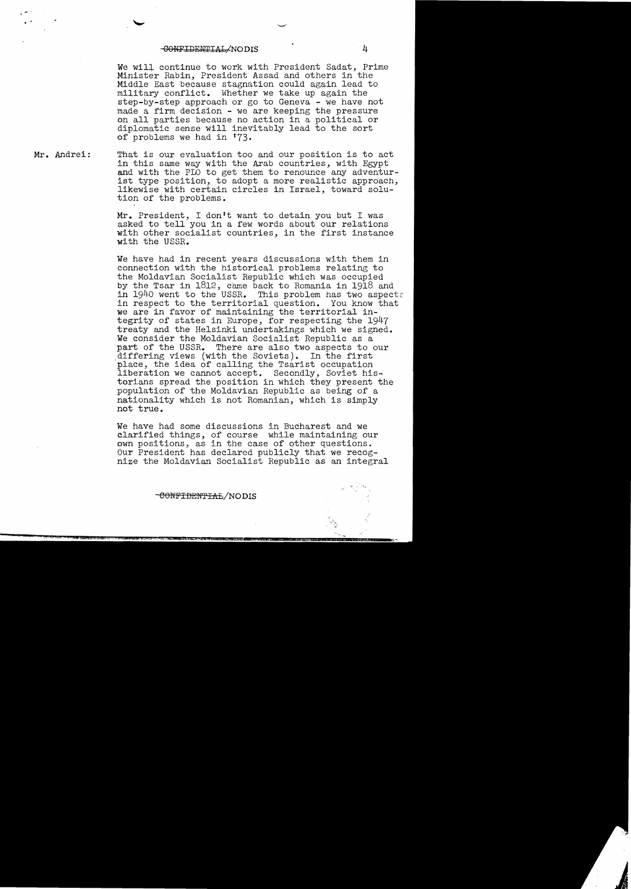We will continue to work with President Sadat, Prime Minister Rabin, President Assad and others in the Middle East because stagnation could again lead to military conflict. Whether we take up again the step-by-step approach or go to Geneva - we have not made a firm decision - we are keeping the pressure on all parties because no action in a political or diplomatic sense will inevitably lead to the sort of problems we had in '73.

Mr. Andrei: That is our evaluation too and our position is to act in this same way with the Arab countries, with Egypt and with the PLO to get them to renounce any adventurist type position, to adopt a more realistic approach, likewise with certain circles in Israel, toward solution of the problems.

Mr. President, I don't want to detain you but I was asked to tell you in a few words about our relations with other socialist countries, in the first instance with the USSR.

We have had in recent years discussions with them in connection with the historical problems relating to the Moldavian Socialist Republic which was occupied by the Tsar in 1812, came back to Romania in 1918 and in 1940 went to the USSR. This problem has two aspects in respect to the territorial question. You know that we are in favor of maintaining the territorial integrity of states in Europe, for respecting the 1947 treaty and the Helsinki undertakings which we signed. We consider the Moldavian Socialist Republic as a part of the USSR. There are also two aspects to our differing views (with the Soviets). In the first place, the idea of calling the Tsarist occupation liberation we cannot accept. Secondly, Soviet historians spread the position in which they present the population of the Moldavian Republic as being of a nationality which is not Romanian, which is simply not true.

We have had some discussions in Bucharest and we clarified things, of course while maintaining our own positions, as in the case of other questions. Our President has declared publicly that we recognize the Moldavian Socialist Republic as an integral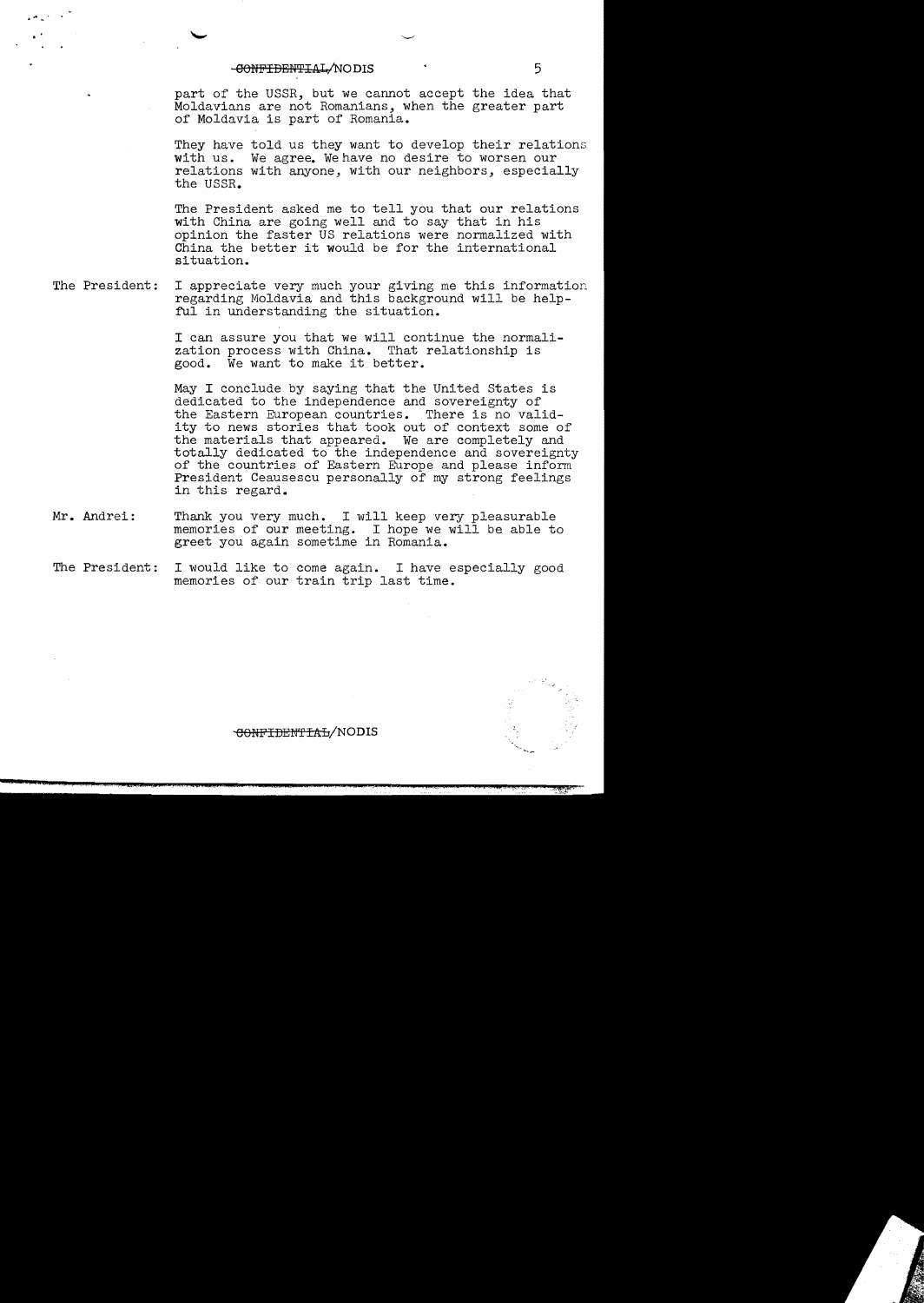part of the USSR, but we cannot accept the idea that Moldavians are not Romanians, when the greater part of Moldavia is part of Romania.

They have told us they want to develop their relations with us. We agree. We have no desire to worsen our relations with anyone, with our neighbors, especially the USSR.

The President asked me to tell you that our relations with China are going well and to say that in his opinion the faster US relations were normalized with China the better it would be for the international situation.

**The President:** I appreciate very much your giving me this information regarding Moldavia and this background will be helpful in understanding the situation.

I can assure you that we will continue the normalization process with China. That relationship is good. We want to make it better.

May I conclude by saying that the United States is dedicated to the independence and sovereignty of the Eastern European countries. There is no validity to news stories that took out of context some of the materials that appeared. We are completely and totally dedicated to the independence and sovereignty of the countries of Eastern Europe and please inform President Ceausescu personally of my strong feelings in this regard.

**Mr. Andrei:** Thank you very much. I will keep very pleasurable memories of our meeting. I hope we will be able to greet you again sometime in Romania.

**The President:** I would like to come again. I have especially good memories of our train trip last time.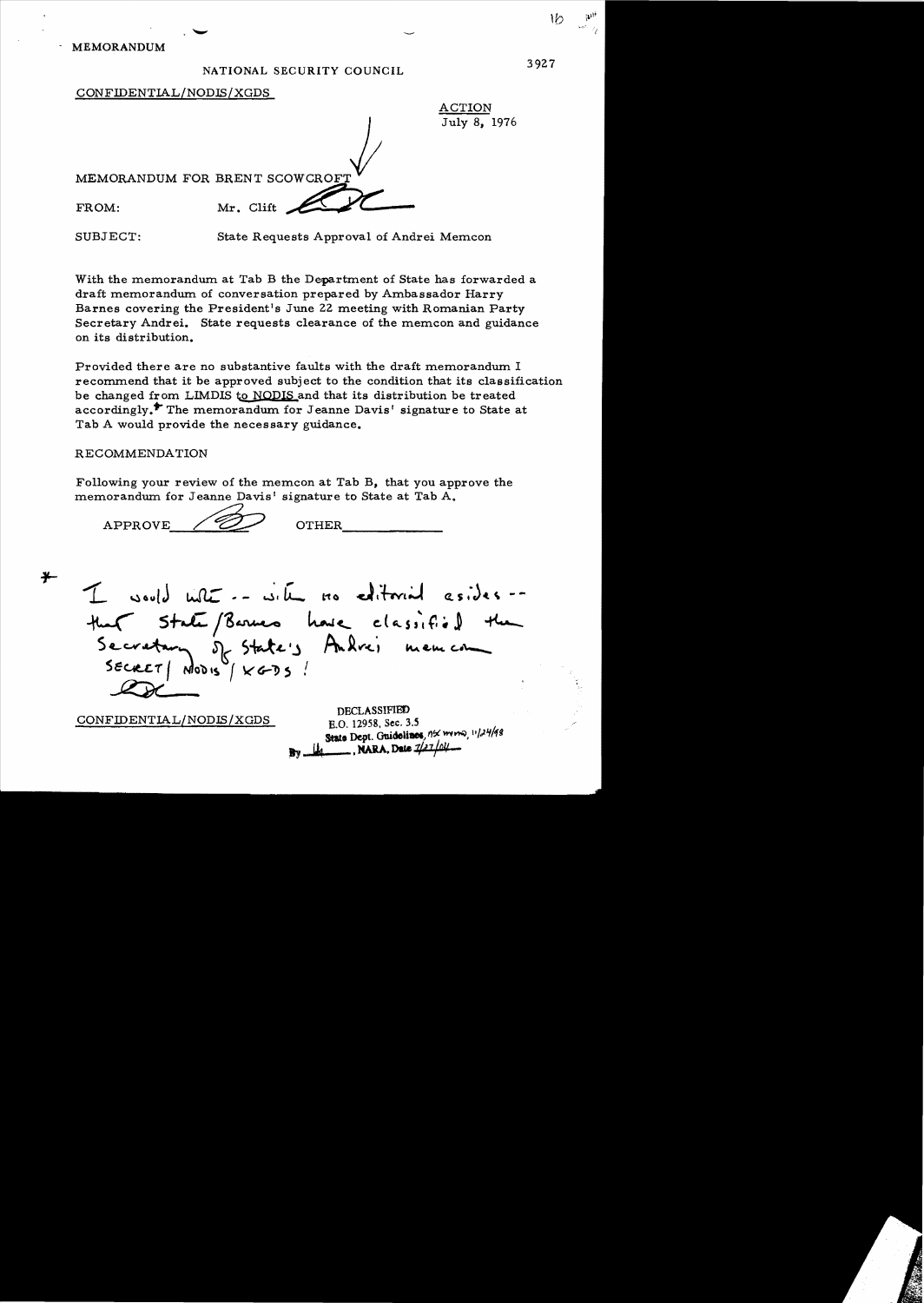MEMORANDUM

NATIONAL SECURITY COUNCIL

3927

CONFIDENTIAL/NODIS/XGDS

ACTION
July 8, 1976

MEMORANDUM FOR BRENT SCOWCROFT

FROM: Mr. Clift

SUBJECT: State Requests Approval of Andrei Memcon

With the memorandum at Tab B the Department of State has forwarded a draft memorandum of conversation prepared by Ambassador Harry Barnes covering the President's June 22 meeting with Romanian Party Secretary Andrei. State requests clearance of the memcon and guidance on its distribution.

Provided there are no substantive faults with the draft memorandum I recommend that it be approved subject to the condition that its classification be changed from LIMDIS to NODIS and that its distribution be treated accordingly.* The memorandum for Jeanne Davis' signature to State at Tab A would provide the necessary guidance.

RECOMMENDATION

Following your review of the memcon at Tab B, that you approve the memorandum for Jeanne Davis' signature to State at Tab A.

APPROVE BS OTHER\_\_\_\_\_\_\_\_\_\_

* I would note -- with no editorial asides -- that State/Barnes have classified the Secretary of State's Andrei memcon SECRET/NODIS/XGDS!

CONFIDENTIAL/NODIS/XGDS

DECLASSIFIED
E.O. 12958, Sec. 3.5
State Dept. Guidelines, NSC memo, 11/24/98
By lu, NARA, Date 7/27/04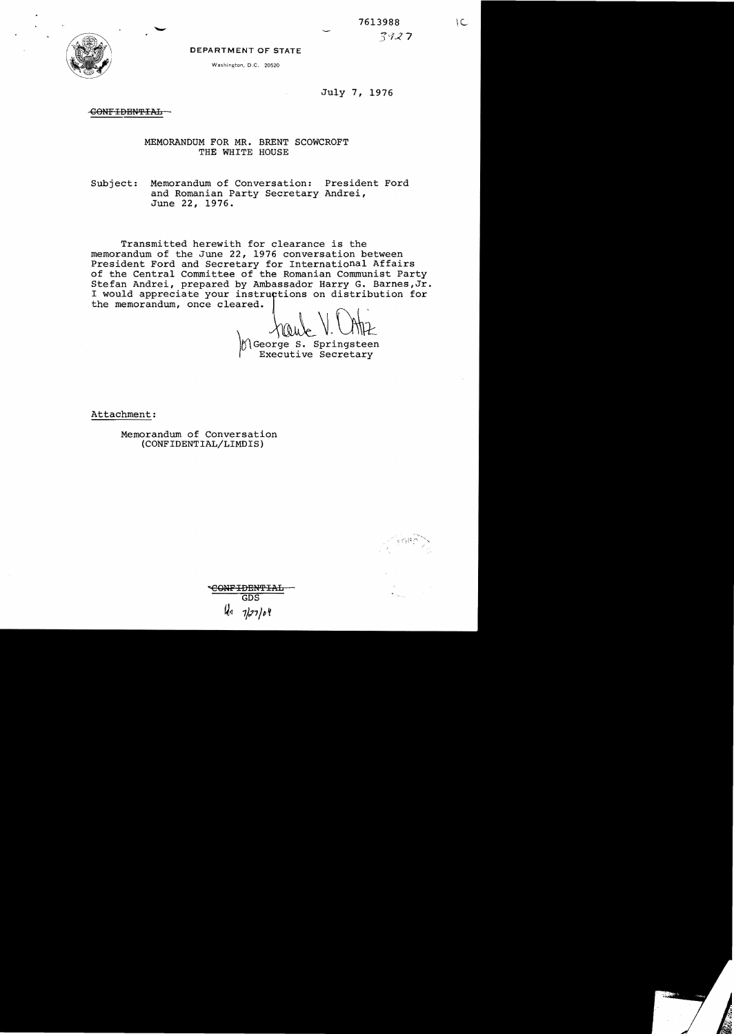7613988

3427

DEPARTMENT OF STATE

Washington, D.C. 20520

July 7, 1976

~~CONFIDENTIAL~~

MEMORANDUM FOR MR. BRENT SCOWCROFT
THE WHITE HOUSE

Subject: Memorandum of Conversation: President Ford and Romanian Party Secretary Andrei, June 22, 1976.

Transmitted herewith for clearance is the memorandum of the June 22, 1976 conversation between President Ford and Secretary for International Affairs of the Central Committee of the Romanian Communist Party Stefan Andrei, prepared by Ambassador Harry G. Barnes, Jr. I would appreciate your instructions on distribution for the memorandum, once cleared.

Frank V. Ortiz
for George S. Springsteen
Executive Secretary

Attachment:

Memorandum of Conversation
(CONFIDENTIAL/LIMDIS)

~~CONFIDENTIAL~~
GDS
7/27/04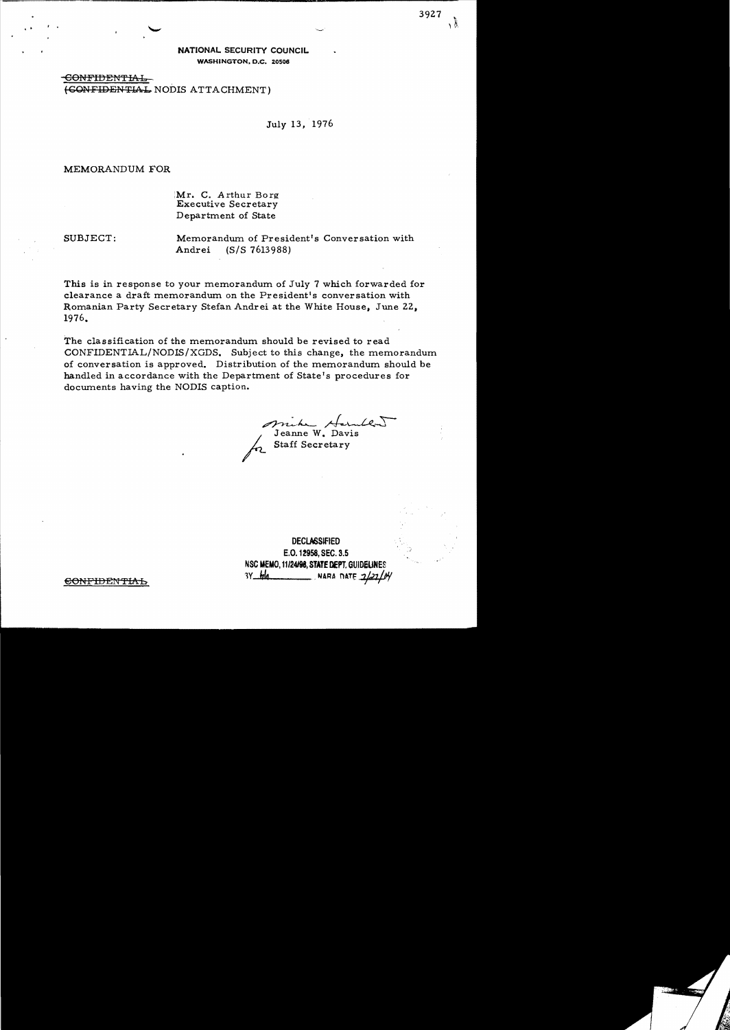3927

**NATIONAL SECURITY COUNCIL**
WASHINGTON, D.C. 20506

~~CONFIDENTIAL~~
(~~CONFIDENTIAL~~ NODIS ATTACHMENT)

July 13, 1976

MEMORANDUM FOR

Mr. C. Arthur Borg
Executive Secretary
Department of State

SUBJECT: Memorandum of President's Conversation with Andrei (S/S 7613988)

This is in response to your memorandum of July 7 which forwarded for clearance a draft memorandum on the President's conversation with Romanian Party Secretary Stefan Andrei at the White House, June 22, 1976.

The classification of the memorandum should be revised to read CONFIDENTIAL/NODIS/XGDS. Subject to this change, the memorandum of conversation is approved. Distribution of the memorandum should be handled in accordance with the Department of State's procedures for documents having the NODIS caption.

Mike Hornblow
for Jeanne W. Davis
Staff Secretary

DECLASSIFIED
E.O. 12958, SEC. 3.5
NSC MEMO, 11/24/98, STATE DEPT. GUIDELINES
BY kh NARA DATE 2/27/04

~~CONFIDENTIAL~~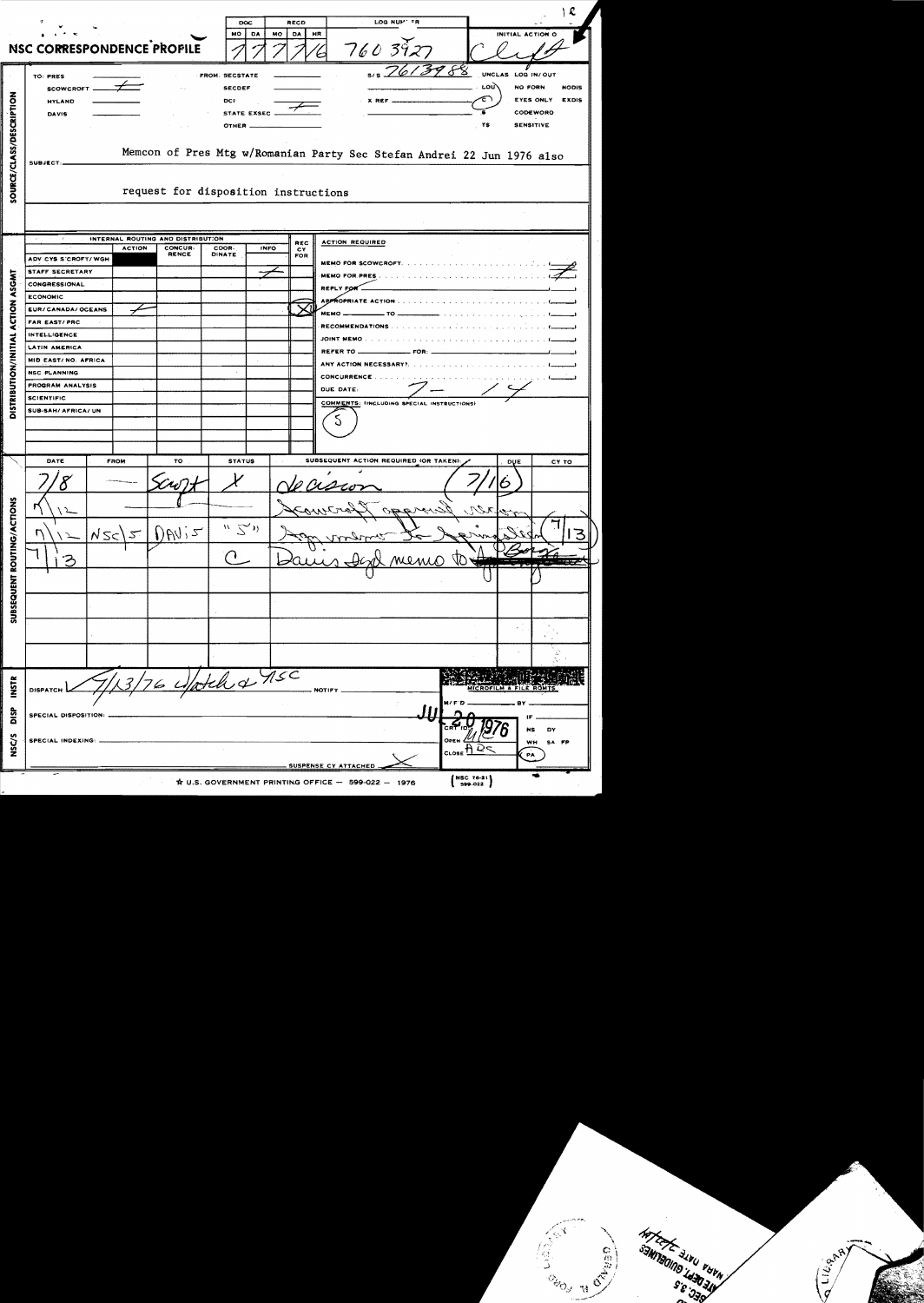# NSC CORRESPONDENCE PROFILE

| DOC MO | DOC DA | RECD MO | RECD DA | RECD HR | LOG NUMBER | INITIAL ACTION O |
|---|---|---|---|---|---|---|
| 7 | 7 | 7 | 7 | 16 | 7603927 | |

**SOURCE/CLASS/DESCRIPTION**

TO: PRES / SCOWCROFT ✓ / HYLAND / DAVIS

FROM: SECSTATE / SECDEF / DCI / STATE EXSEC ✓ / OTHER

S/S 7613988

UNCLAS / LOU / C / S / TS — LOG IN/OUT / NO FORN / NODIS / EYES ONLY / EXDIS / CODEWORD / SENSITIVE

SUBJECT: Memcon of Pres Mtg w/Romanian Party Sec Stefan Andrei 22 Jun 1976 also request for disposition instructions

**DISTRIBUTION/INITIAL ACTION ASGMT**

| INTERNAL ROUTING AND DISTRIBUTION | ACTION | CONCURRENCE | COORDINATE | INFO | REC CY FOR |
|---|---|---|---|---|---|
| ADV CYS S'CROFT/WGH | | | | | |
| STAFF SECRETARY | | | | ✓ | |
| CONGRESSIONAL | | | | | |
| ECONOMIC | | | | | |
| EUR/CANADA/OCEANS | ✓ | | | | X |
| FAR EAST/PRC | | | | | |
| INTELLIGENCE | | | | | |
| LATIN AMERICA | | | | | |
| MID EAST/NO. AFRICA | | | | | |
| NSC PLANNING | | | | | |
| PROGRAM ANALYSIS | | | | | |
| SCIENTIFIC | | | | | |
| SUB-SAH/AFRICA/UN | | | | | |

ACTION REQUIRED

- MEMO FOR SCOWCROFT ✓
- MEMO FOR PRES ✓
- REPLY FOR
- APPROPRIATE ACTION
- MEMO ___ TO ___
- RECOMMENDATIONS
- JOINT MEMO
- REFER TO ___ FOR: ___
- ANY ACTION NECESSARY?
- CONCURRENCE
- DUE DATE: 7/ /6

COMMENTS: (INCLUDING SPECIAL INSTRUCTIONS) S

**SUBSEQUENT ROUTING/ACTIONS**

| DATE | FROM | TO | STATUS | SUBSEQUENT ACTION REQUIRED (OR TAKEN): | DUE | CY TO |
|---|---|---|---|---|---|---|
| 7/8 | | Scwft | X | decision | 7/16 | |
| 7/12 | | | | Scowcroft approved rec | | |
| 7/12 | NSC/S | DAVIS | "S" | Prep memo to Springsteen | | 7/13 |
| 7/13 | | | C | Davis sgd memo to Borg | | |

DISPATCH ✓ 7/13/76 w/atch & NSC

NOTIFY

MICROFILM & FILE RQMTS

SPECIAL DISPOSITION: JUL 20 1976

SPECIAL INDEXING:

SUSPENSE CY ATTACHED

NSC 76-21

★ U.S. GOVERNMENT PRINTING OFFICE — 599-022 — 1976